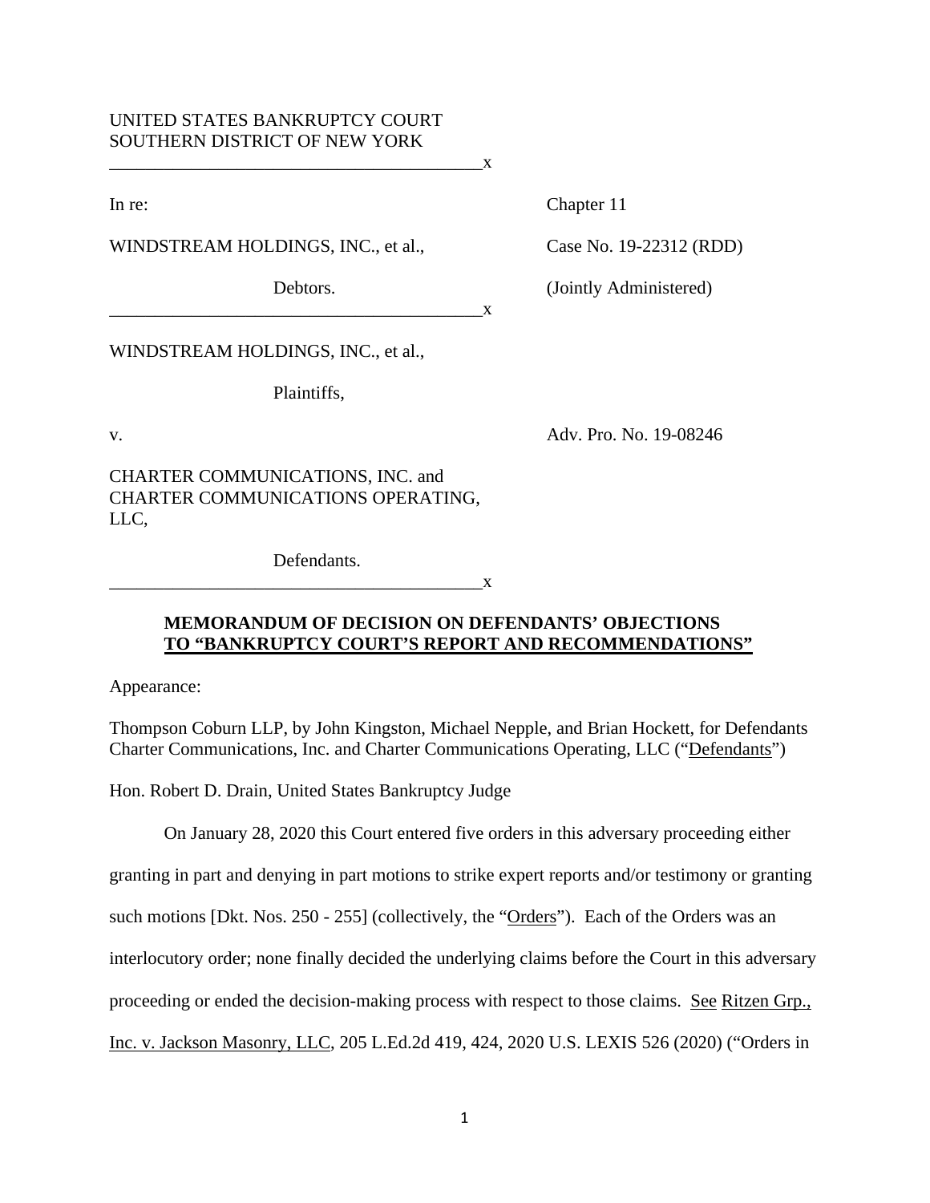UNITED STATES BANKRUPTCY COURT
SOUTHERN DISTRICT OF NEW YORK

---

| | |
|---|---|
| In re: | Chapter 11 |
| WINDSTREAM HOLDINGS, INC., et al., | Case No. 19-22312 (RDD) |
| Debtors. | (Jointly Administered) |

---

WINDSTREAM HOLDINGS, INC., et al.,

Plaintiffs,

v. Adv. Pro. No. 19-08246

CHARTER COMMUNICATIONS, INC. and CHARTER COMMUNICATIONS OPERATING, LLC,

Defendants.

---

**MEMORANDUM OF DECISION ON DEFENDANTS' OBJECTIONS TO "BANKRUPTCY COURT'S REPORT AND RECOMMENDATIONS"**

Appearance:

Thompson Coburn LLP, by John Kingston, Michael Nepple, and Brian Hockett, for Defendants Charter Communications, Inc. and Charter Communications Operating, LLC ("Defendants")

Hon. Robert D. Drain, United States Bankruptcy Judge

On January 28, 2020 this Court entered five orders in this adversary proceeding either granting in part and denying in part motions to strike expert reports and/or testimony or granting such motions [Dkt. Nos. 250 - 255] (collectively, the "Orders"). Each of the Orders was an interlocutory order; none finally decided the underlying claims before the Court in this adversary proceeding or ended the decision-making process with respect to those claims. See Ritzen Grp., Inc. v. Jackson Masonry, LLC, 205 L.Ed.2d 419, 424, 2020 U.S. LEXIS 526 (2020) ("Orders in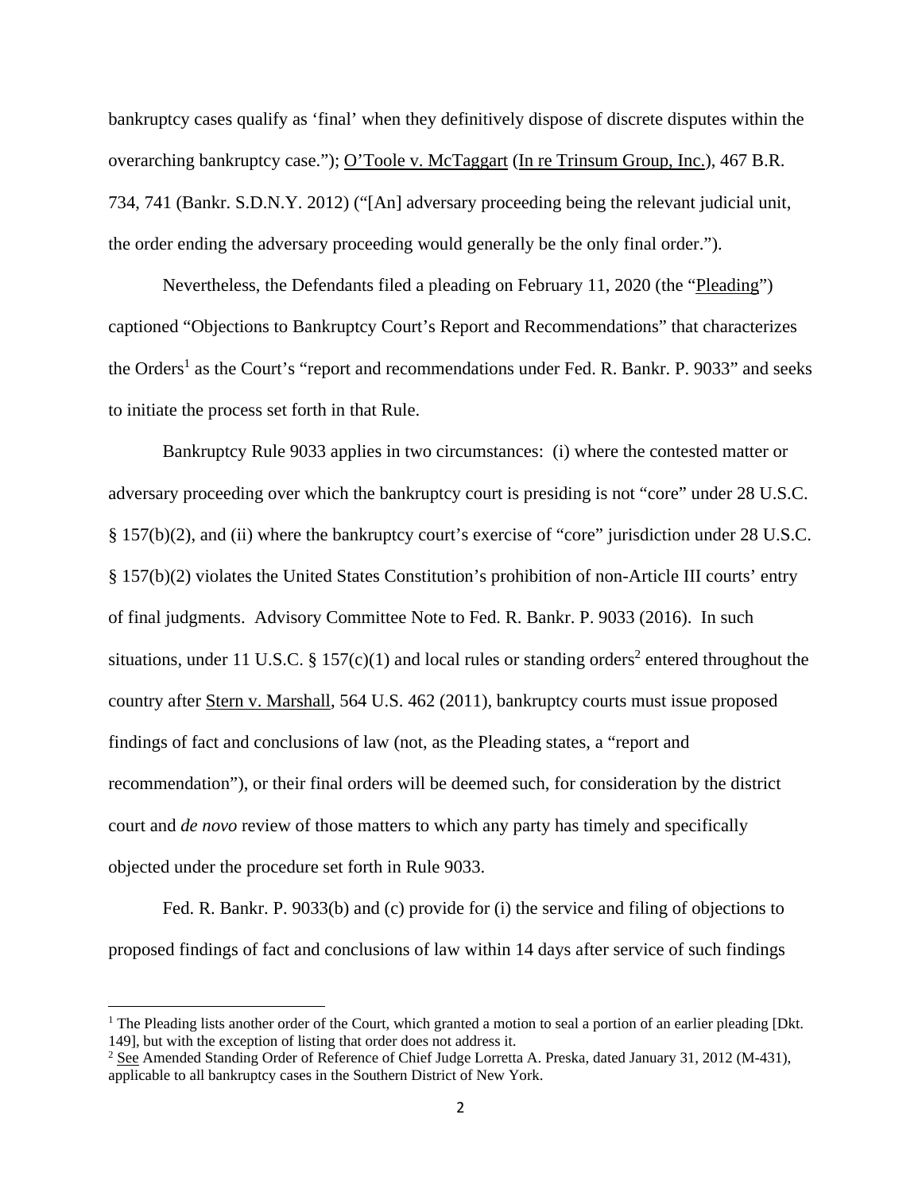bankruptcy cases qualify as 'final' when they definitively dispose of discrete disputes within the overarching bankruptcy case."); O'Toole v. McTaggart (In re Trinsum Group, Inc.), 467 B.R. 734, 741 (Bankr. S.D.N.Y. 2012) ("[An] adversary proceeding being the relevant judicial unit, the order ending the adversary proceeding would generally be the only final order.").

Nevertheless, the Defendants filed a pleading on February 11, 2020 (the "Pleading") captioned "Objections to Bankruptcy Court's Report and Recommendations" that characterizes the Orders[1] as the Court's "report and recommendations under Fed. R. Bankr. P. 9033" and seeks to initiate the process set forth in that Rule.

Bankruptcy Rule 9033 applies in two circumstances: (i) where the contested matter or adversary proceeding over which the bankruptcy court is presiding is not "core" under 28 U.S.C. § 157(b)(2), and (ii) where the bankruptcy court's exercise of "core" jurisdiction under 28 U.S.C. § 157(b)(2) violates the United States Constitution's prohibition of non-Article III courts' entry of final judgments. Advisory Committee Note to Fed. R. Bankr. P. 9033 (2016). In such situations, under 11 U.S.C. § 157(c)(1) and local rules or standing orders[2] entered throughout the country after Stern v. Marshall, 564 U.S. 462 (2011), bankruptcy courts must issue proposed findings of fact and conclusions of law (not, as the Pleading states, a "report and recommendation"), or their final orders will be deemed such, for consideration by the district court and *de novo* review of those matters to which any party has timely and specifically objected under the procedure set forth in Rule 9033.

Fed. R. Bankr. P. 9033(b) and (c) provide for (i) the service and filing of objections to proposed findings of fact and conclusions of law within 14 days after service of such findings

---

[1] The Pleading lists another order of the Court, which granted a motion to seal a portion of an earlier pleading [Dkt. 149], but with the exception of listing that order does not address it.

[2] See Amended Standing Order of Reference of Chief Judge Loretta A. Preska, dated January 31, 2012 (M-431), applicable to all bankruptcy cases in the Southern District of New York.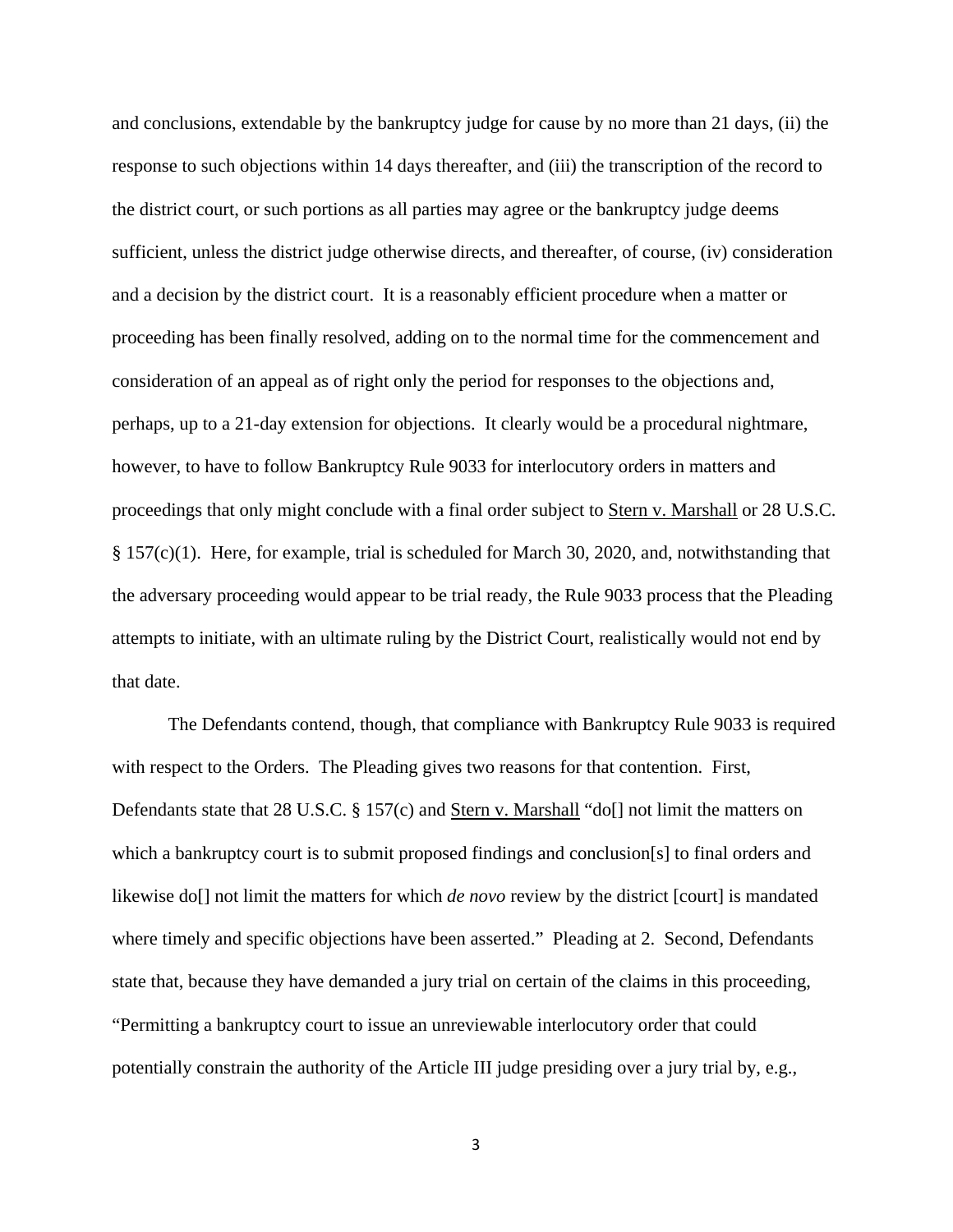and conclusions, extendable by the bankruptcy judge for cause by no more than 21 days, (ii) the response to such objections within 14 days thereafter, and (iii) the transcription of the record to the district court, or such portions as all parties may agree or the bankruptcy judge deems sufficient, unless the district judge otherwise directs, and thereafter, of course, (iv) consideration and a decision by the district court. It is a reasonably efficient procedure when a matter or proceeding has been finally resolved, adding on to the normal time for the commencement and consideration of an appeal as of right only the period for responses to the objections and, perhaps, up to a 21-day extension for objections. It clearly would be a procedural nightmare, however, to have to follow Bankruptcy Rule 9033 for interlocutory orders in matters and proceedings that only might conclude with a final order subject to Stern v. Marshall or 28 U.S.C. § 157(c)(1). Here, for example, trial is scheduled for March 30, 2020, and, notwithstanding that the adversary proceeding would appear to be trial ready, the Rule 9033 process that the Pleading attempts to initiate, with an ultimate ruling by the District Court, realistically would not end by that date.

The Defendants contend, though, that compliance with Bankruptcy Rule 9033 is required with respect to the Orders. The Pleading gives two reasons for that contention. First, Defendants state that 28 U.S.C. § 157(c) and Stern v. Marshall "do[] not limit the matters on which a bankruptcy court is to submit proposed findings and conclusion[s] to final orders and likewise do[] not limit the matters for which *de novo* review by the district [court] is mandated where timely and specific objections have been asserted." Pleading at 2. Second, Defendants state that, because they have demanded a jury trial on certain of the claims in this proceeding, "Permitting a bankruptcy court to issue an unreviewable interlocutory order that could potentially constrain the authority of the Article III judge presiding over a jury trial by, e.g.,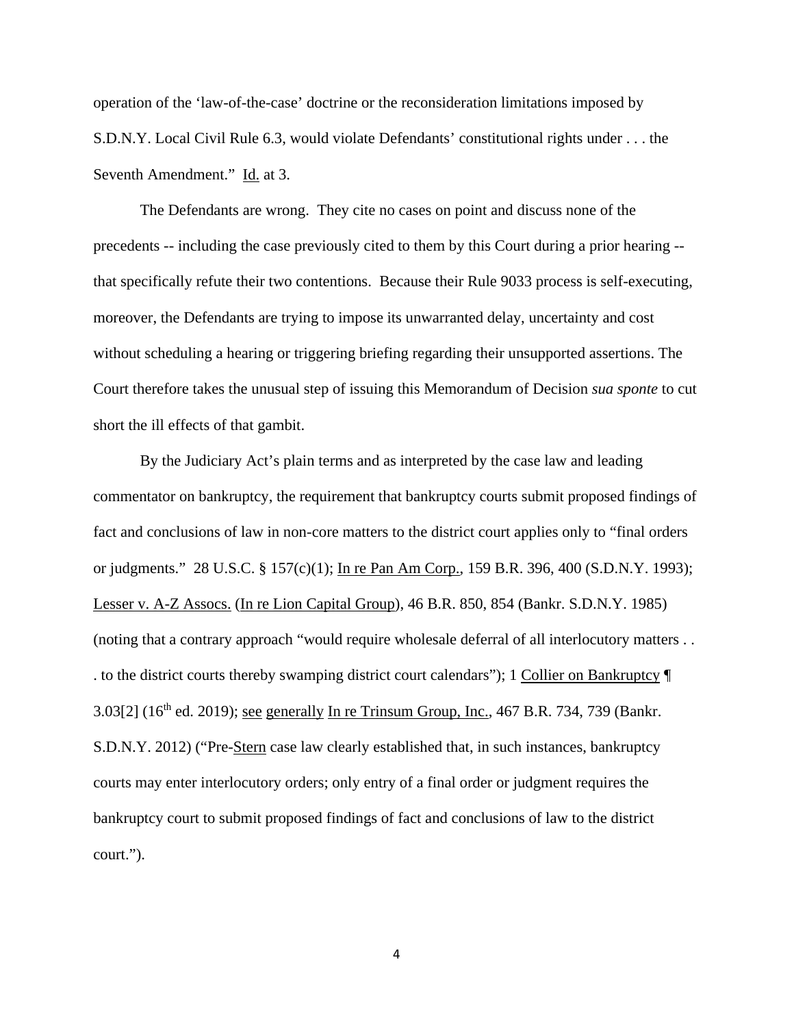operation of the 'law-of-the-case' doctrine or the reconsideration limitations imposed by S.D.N.Y. Local Civil Rule 6.3, would violate Defendants' constitutional rights under . . . the Seventh Amendment." Id. at 3.

The Defendants are wrong. They cite no cases on point and discuss none of the precedents -- including the case previously cited to them by this Court during a prior hearing -- that specifically refute their two contentions. Because their Rule 9033 process is self-executing, moreover, the Defendants are trying to impose its unwarranted delay, uncertainty and cost without scheduling a hearing or triggering briefing regarding their unsupported assertions. The Court therefore takes the unusual step of issuing this Memorandum of Decision *sua sponte* to cut short the ill effects of that gambit.

By the Judiciary Act's plain terms and as interpreted by the case law and leading commentator on bankruptcy, the requirement that bankruptcy courts submit proposed findings of fact and conclusions of law in non-core matters to the district court applies only to "final orders or judgments." 28 U.S.C. § 157(c)(1); In re Pan Am Corp., 159 B.R. 396, 400 (S.D.N.Y. 1993); Lesser v. A-Z Assocs. (In re Lion Capital Group), 46 B.R. 850, 854 (Bankr. S.D.N.Y. 1985) (noting that a contrary approach "would require wholesale deferral of all interlocutory matters . . . to the district courts thereby swamping district court calendars"); 1 Collier on Bankruptcy ¶ 3.03[2] (16th ed. 2019); see generally In re Trinsum Group, Inc., 467 B.R. 734, 739 (Bankr. S.D.N.Y. 2012) ("Pre-Stern case law clearly established that, in such instances, bankruptcy courts may enter interlocutory orders; only entry of a final order or judgment requires the bankruptcy court to submit proposed findings of fact and conclusions of law to the district court.").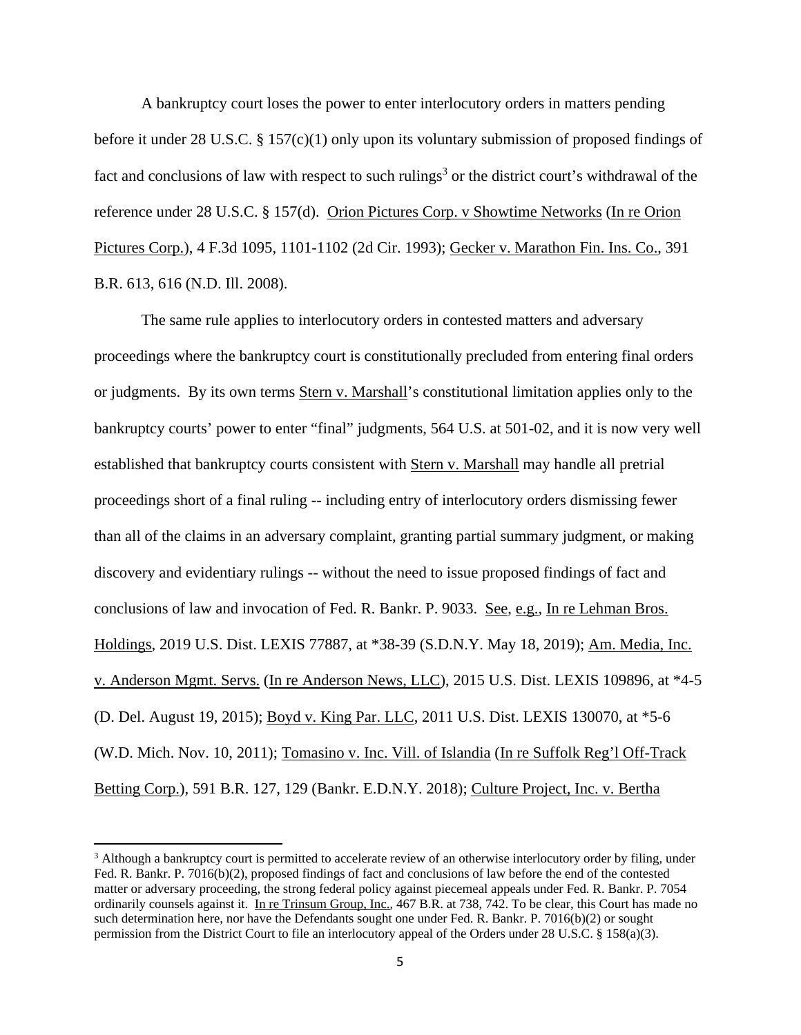A bankruptcy court loses the power to enter interlocutory orders in matters pending before it under 28 U.S.C. § 157(c)(1) only upon its voluntary submission of proposed findings of fact and conclusions of law with respect to such rulings[3] or the district court's withdrawal of the reference under 28 U.S.C. § 157(d). Orion Pictures Corp. v Showtime Networks (In re Orion Pictures Corp.), 4 F.3d 1095, 1101-1102 (2d Cir. 1993); Gecker v. Marathon Fin. Ins. Co., 391 B.R. 613, 616 (N.D. Ill. 2008).

The same rule applies to interlocutory orders in contested matters and adversary proceedings where the bankruptcy court is constitutionally precluded from entering final orders or judgments. By its own terms Stern v. Marshall's constitutional limitation applies only to the bankruptcy courts' power to enter "final" judgments, 564 U.S. at 501-02, and it is now very well established that bankruptcy courts consistent with Stern v. Marshall may handle all pretrial proceedings short of a final ruling -- including entry of interlocutory orders dismissing fewer than all of the claims in an adversary complaint, granting partial summary judgment, or making discovery and evidentiary rulings -- without the need to issue proposed findings of fact and conclusions of law and invocation of Fed. R. Bankr. P. 9033. See, e.g., In re Lehman Bros. Holdings, 2019 U.S. Dist. LEXIS 77887, at *38-39 (S.D.N.Y. May 18, 2019); Am. Media, Inc. v. Anderson Mgmt. Servs. (In re Anderson News, LLC), 2015 U.S. Dist. LEXIS 109896, at *4-5 (D. Del. August 19, 2015); Boyd v. King Par. LLC, 2011 U.S. Dist. LEXIS 130070, at *5-6 (W.D. Mich. Nov. 10, 2011); Tomasino v. Inc. Vill. of Islandia (In re Suffolk Reg'l Off-Track Betting Corp.), 591 B.R. 127, 129 (Bankr. E.D.N.Y. 2018); Culture Project, Inc. v. Bertha

---

[3] Although a bankruptcy court is permitted to accelerate review of an otherwise interlocutory order by filing, under Fed. R. Bankr. P. 7016(b)(2), proposed findings of fact and conclusions of law before the end of the contested matter or adversary proceeding, the strong federal policy against piecemeal appeals under Fed. R. Bankr. P. 7054 ordinarily counsels against it. In re Trinsum Group, Inc., 467 B.R. at 738, 742. To be clear, this Court has made no such determination here, nor have the Defendants sought one under Fed. R. Bankr. P. 7016(b)(2) or sought permission from the District Court to file an interlocutory appeal of the Orders under 28 U.S.C. § 158(a)(3).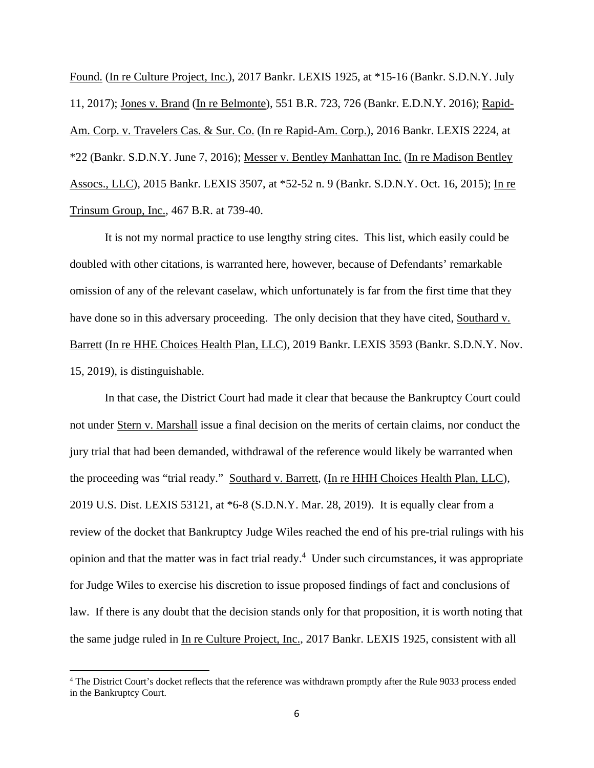Found. (In re Culture Project, Inc.), 2017 Bankr. LEXIS 1925, at *15-16 (Bankr. S.D.N.Y. July 11, 2017); Jones v. Brand (In re Belmonte), 551 B.R. 723, 726 (Bankr. E.D.N.Y. 2016); Rapid-Am. Corp. v. Travelers Cas. & Sur. Co. (In re Rapid-Am. Corp.), 2016 Bankr. LEXIS 2224, at *22 (Bankr. S.D.N.Y. June 7, 2016); Messer v. Bentley Manhattan Inc. (In re Madison Bentley Assocs., LLC), 2015 Bankr. LEXIS 3507, at *52-52 n. 9 (Bankr. S.D.N.Y. Oct. 16, 2015); In re Trinsum Group, Inc., 467 B.R. at 739-40.

It is not my normal practice to use lengthy string cites. This list, which easily could be doubled with other citations, is warranted here, however, because of Defendants' remarkable omission of any of the relevant caselaw, which unfortunately is far from the first time that they have done so in this adversary proceeding. The only decision that they have cited, Southard v. Barrett (In re HHE Choices Health Plan, LLC), 2019 Bankr. LEXIS 3593 (Bankr. S.D.N.Y. Nov. 15, 2019), is distinguishable.

In that case, the District Court had made it clear that because the Bankruptcy Court could not under Stern v. Marshall issue a final decision on the merits of certain claims, nor conduct the jury trial that had been demanded, withdrawal of the reference would likely be warranted when the proceeding was "trial ready." Southard v. Barrett, (In re HHH Choices Health Plan, LLC), 2019 U.S. Dist. LEXIS 53121, at *6-8 (S.D.N.Y. Mar. 28, 2019). It is equally clear from a review of the docket that Bankruptcy Judge Wiles reached the end of his pre-trial rulings with his opinion and that the matter was in fact trial ready.[4] Under such circumstances, it was appropriate for Judge Wiles to exercise his discretion to issue proposed findings of fact and conclusions of law. If there is any doubt that the decision stands only for that proposition, it is worth noting that the same judge ruled in In re Culture Project, Inc., 2017 Bankr. LEXIS 1925, consistent with all

[4] The District Court's docket reflects that the reference was withdrawn promptly after the Rule 9033 process ended in the Bankruptcy Court.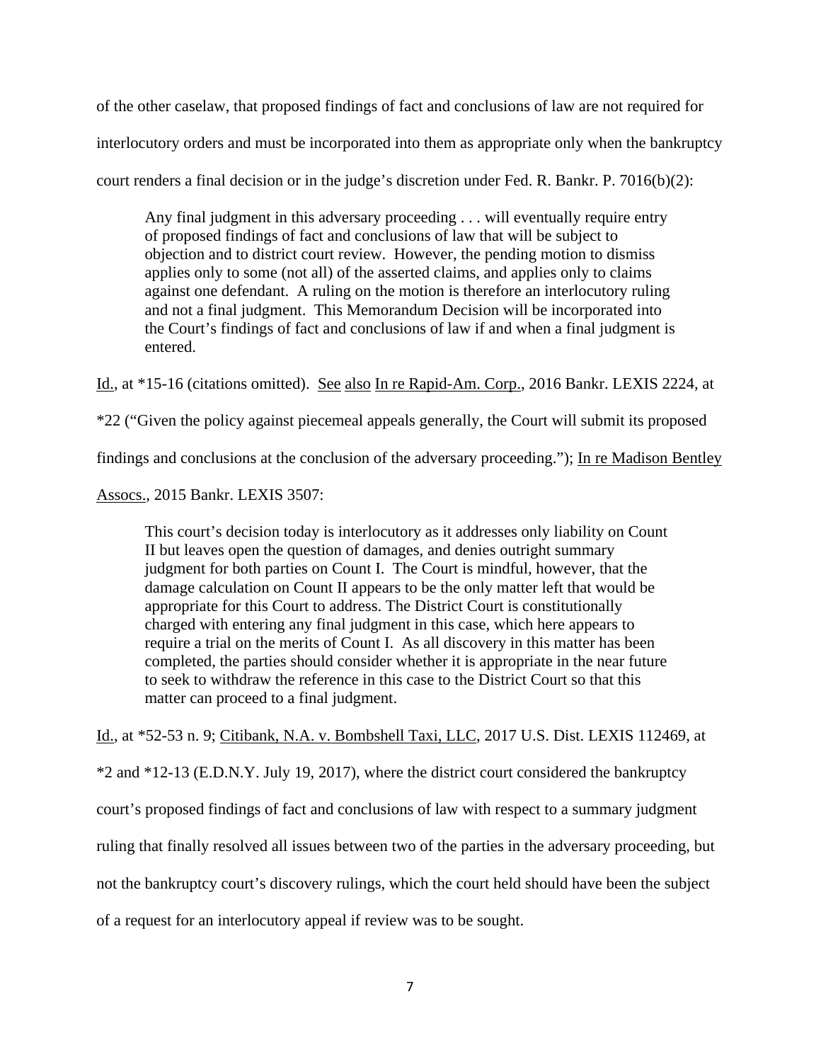of the other caselaw, that proposed findings of fact and conclusions of law are not required for interlocutory orders and must be incorporated into them as appropriate only when the bankruptcy court renders a final decision or in the judge's discretion under Fed. R. Bankr. P. 7016(b)(2):

> Any final judgment in this adversary proceeding . . . will eventually require entry of proposed findings of fact and conclusions of law that will be subject to objection and to district court review. However, the pending motion to dismiss applies only to some (not all) of the asserted claims, and applies only to claims against one defendant. A ruling on the motion is therefore an interlocutory ruling and not a final judgment. This Memorandum Decision will be incorporated into the Court's findings of fact and conclusions of law if and when a final judgment is entered.

Id., at *15-16 (citations omitted). See also In re Rapid-Am. Corp., 2016 Bankr. LEXIS 2224, at *22 ("Given the policy against piecemeal appeals generally, the Court will submit its proposed findings and conclusions at the conclusion of the adversary proceeding."); In re Madison Bentley Assocs., 2015 Bankr. LEXIS 3507:

> This court's decision today is interlocutory as it addresses only liability on Count II but leaves open the question of damages, and denies outright summary judgment for both parties on Count I. The Court is mindful, however, that the damage calculation on Count II appears to be the only matter left that would be appropriate for this Court to address. The District Court is constitutionally charged with entering any final judgment in this case, which here appears to require a trial on the merits of Count I. As all discovery in this matter has been completed, the parties should consider whether it is appropriate in the near future to seek to withdraw the reference in this case to the District Court so that this matter can proceed to a final judgment.

Id., at *52-53 n. 9; Citibank, N.A. v. Bombshell Taxi, LLC, 2017 U.S. Dist. LEXIS 112469, at *2 and *12-13 (E.D.N.Y. July 19, 2017), where the district court considered the bankruptcy court's proposed findings of fact and conclusions of law with respect to a summary judgment ruling that finally resolved all issues between two of the parties in the adversary proceeding, but not the bankruptcy court's discovery rulings, which the court held should have been the subject of a request for an interlocutory appeal if review was to be sought.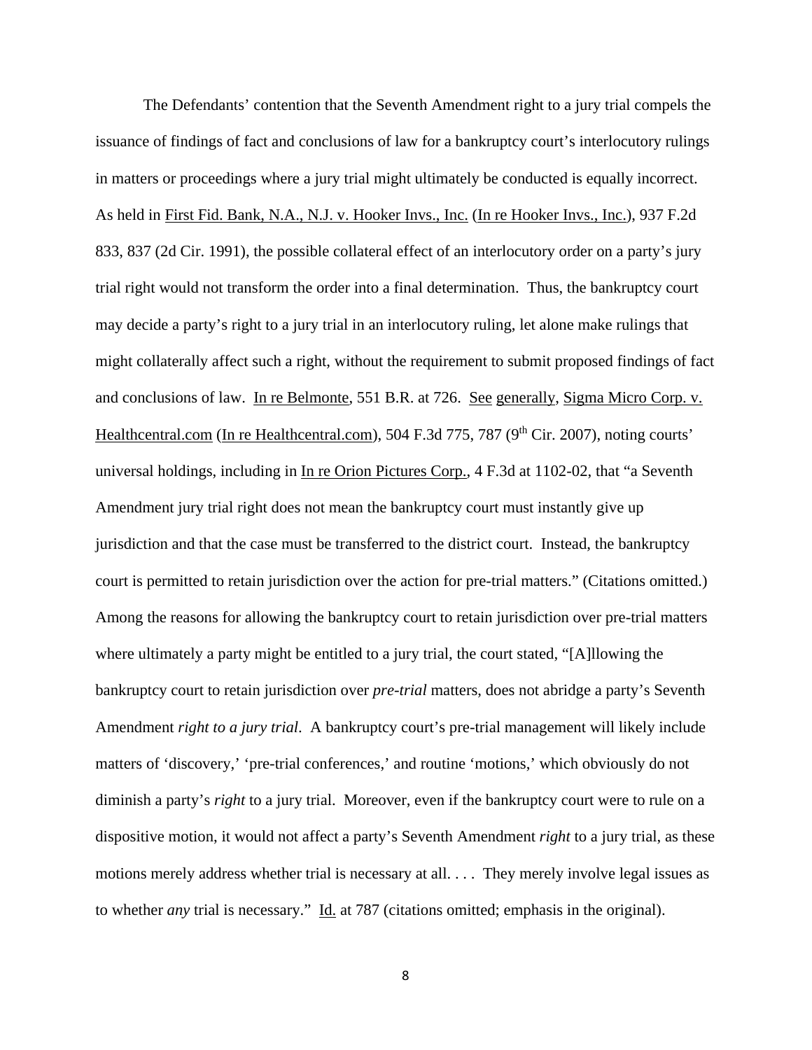The Defendants' contention that the Seventh Amendment right to a jury trial compels the issuance of findings of fact and conclusions of law for a bankruptcy court's interlocutory rulings in matters or proceedings where a jury trial might ultimately be conducted is equally incorrect. As held in First Fid. Bank, N.A., N.J. v. Hooker Invs., Inc. (In re Hooker Invs., Inc.), 937 F.2d 833, 837 (2d Cir. 1991), the possible collateral effect of an interlocutory order on a party's jury trial right would not transform the order into a final determination. Thus, the bankruptcy court may decide a party's right to a jury trial in an interlocutory ruling, let alone make rulings that might collaterally affect such a right, without the requirement to submit proposed findings of fact and conclusions of law. In re Belmonte, 551 B.R. at 726. See generally, Sigma Micro Corp. v. Healthcentral.com (In re Healthcentral.com), 504 F.3d 775, 787 (9th Cir. 2007), noting courts' universal holdings, including in In re Orion Pictures Corp., 4 F.3d at 1102-02, that "a Seventh Amendment jury trial right does not mean the bankruptcy court must instantly give up jurisdiction and that the case must be transferred to the district court. Instead, the bankruptcy court is permitted to retain jurisdiction over the action for pre-trial matters." (Citations omitted.) Among the reasons for allowing the bankruptcy court to retain jurisdiction over pre-trial matters where ultimately a party might be entitled to a jury trial, the court stated, "[A]llowing the bankruptcy court to retain jurisdiction over *pre-trial* matters, does not abridge a party's Seventh Amendment *right to a jury trial*. A bankruptcy court's pre-trial management will likely include matters of 'discovery,' 'pre-trial conferences,' and routine 'motions,' which obviously do not diminish a party's *right* to a jury trial. Moreover, even if the bankruptcy court were to rule on a dispositive motion, it would not affect a party's Seventh Amendment *right* to a jury trial, as these motions merely address whether trial is necessary at all. . . . They merely involve legal issues as to whether *any* trial is necessary." Id. at 787 (citations omitted; emphasis in the original).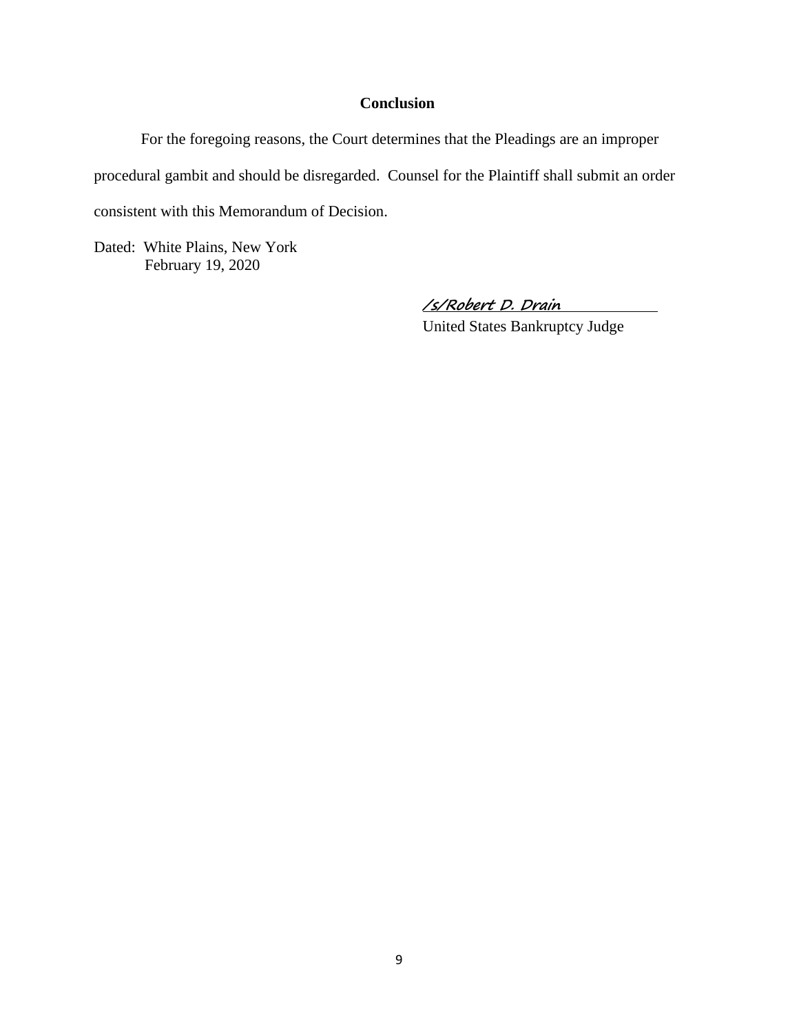**Conclusion**

For the foregoing reasons, the Court determines that the Pleadings are an improper procedural gambit and should be disregarded. Counsel for the Plaintiff shall submit an order consistent with this Memorandum of Decision.

Dated: White Plains, New York
February 19, 2020

/s/Robert D. Drain
United States Bankruptcy Judge